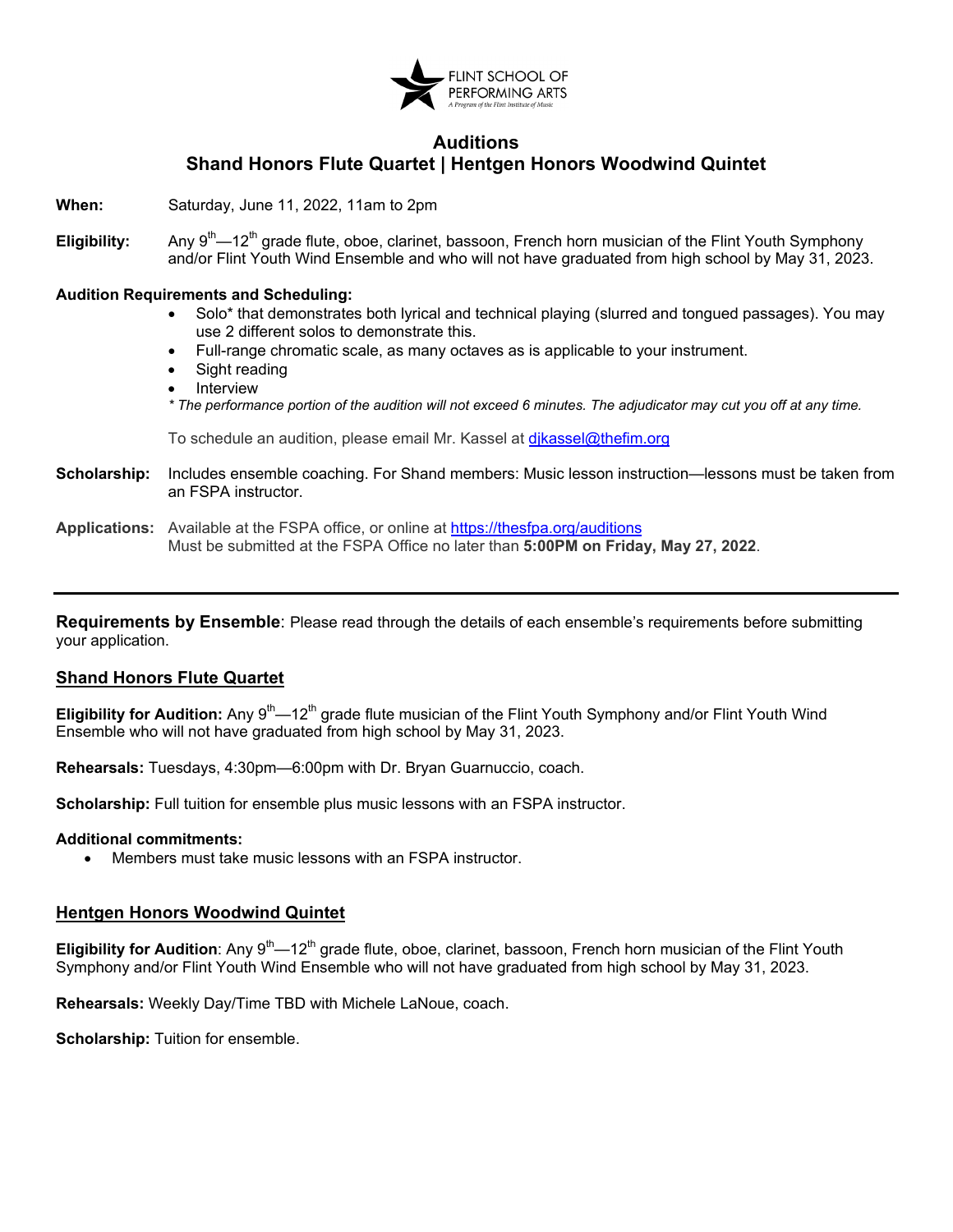FLINT SCHOOL OF PERFORMING ARTS
*A Program of the Flint Institute of Music*

# Auditions
## Shand Honors Flute Quartet | Hentgen Honors Woodwind Quintet

**When:** Saturday, June 11, 2022, 11am to 2pm

**Eligibility:** Any 9th—12th grade flute, oboe, clarinet, bassoon, French horn musician of the Flint Youth Symphony and/or Flint Youth Wind Ensemble and who will not have graduated from high school by May 31, 2023.

**Audition Requirements and Scheduling:**

- Solo* that demonstrates both lyrical and technical playing (slurred and tongued passages). You may use 2 different solos to demonstrate this.
- Full-range chromatic scale, as many octaves as is applicable to your instrument.
- Sight reading
- Interview

*\* The performance portion of the audition will not exceed 6 minutes. The adjudicator may cut you off at any time.*

To schedule an audition, please email Mr. Kassel at [djkassel@thefim.org](mailto:djkassel@thefim.org)

**Scholarship:** Includes ensemble coaching. For Shand members: Music lesson instruction—lessons must be taken from an FSPA instructor.

**Applications:** Available at the FSPA office, or online at [https://thesfpa.org/auditions](https://thesfpa.org/auditions)
Must be submitted at the FSPA Office no later than **5:00PM on Friday, May 27, 2022**.

---

**Requirements by Ensemble**: Please read through the details of each ensemble's requirements before submitting your application.

### Shand Honors Flute Quartet

**Eligibility for Audition:** Any 9th—12th grade flute musician of the Flint Youth Symphony and/or Flint Youth Wind Ensemble who will not have graduated from high school by May 31, 2023.

**Rehearsals:** Tuesdays, 4:30pm—6:00pm with Dr. Bryan Guarnuccio, coach.

**Scholarship:** Full tuition for ensemble plus music lessons with an FSPA instructor.

**Additional commitments:**

- Members must take music lessons with an FSPA instructor.

### Hentgen Honors Woodwind Quintet

**Eligibility for Audition**: Any 9th—12th grade flute, oboe, clarinet, bassoon, French horn musician of the Flint Youth Symphony and/or Flint Youth Wind Ensemble who will not have graduated from high school by May 31, 2023.

**Rehearsals:** Weekly Day/Time TBD with Michele LaNoue, coach.

**Scholarship:** Tuition for ensemble.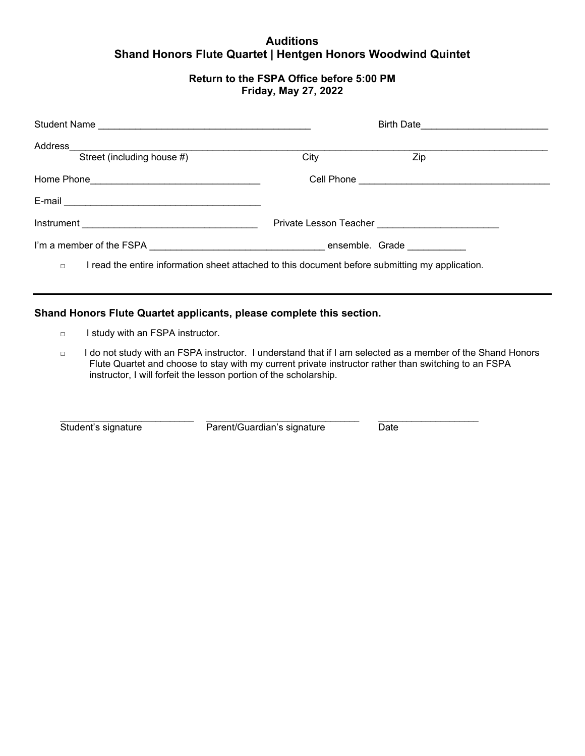## Auditions
## Shand Honors Flute Quartet | Hentgen Honors Woodwind Quintet

**Return to the FSPA Office before 5:00 PM**
**Friday, May 27, 2022**

Student Name ________________________________________ Birth Date________________________

Address_____________________________________________________________________________________
Street (including house #) City Zip

Home Phone________________________________ Cell Phone ____________________________________

E-mail _____________________________________

Instrument _________________________________ Private Lesson Teacher _______________________

I'm a member of the FSPA ________________________________ ensemble. Grade ___________

- □ I read the entire information sheet attached to this document before submitting my application.

---

**Shand Honors Flute Quartet applicants, please complete this section.**

- □ I study with an FSPA instructor.
- □ I do not study with an FSPA instructor. I understand that if I am selected as a member of the Shand Honors Flute Quartet and choose to stay with my current private instructor rather than switching to an FSPA instructor, I will forfeit the lesson portion of the scholarship.

__________________________ ______________________________ ___________________
Student's signature Parent/Guardian's signature Date